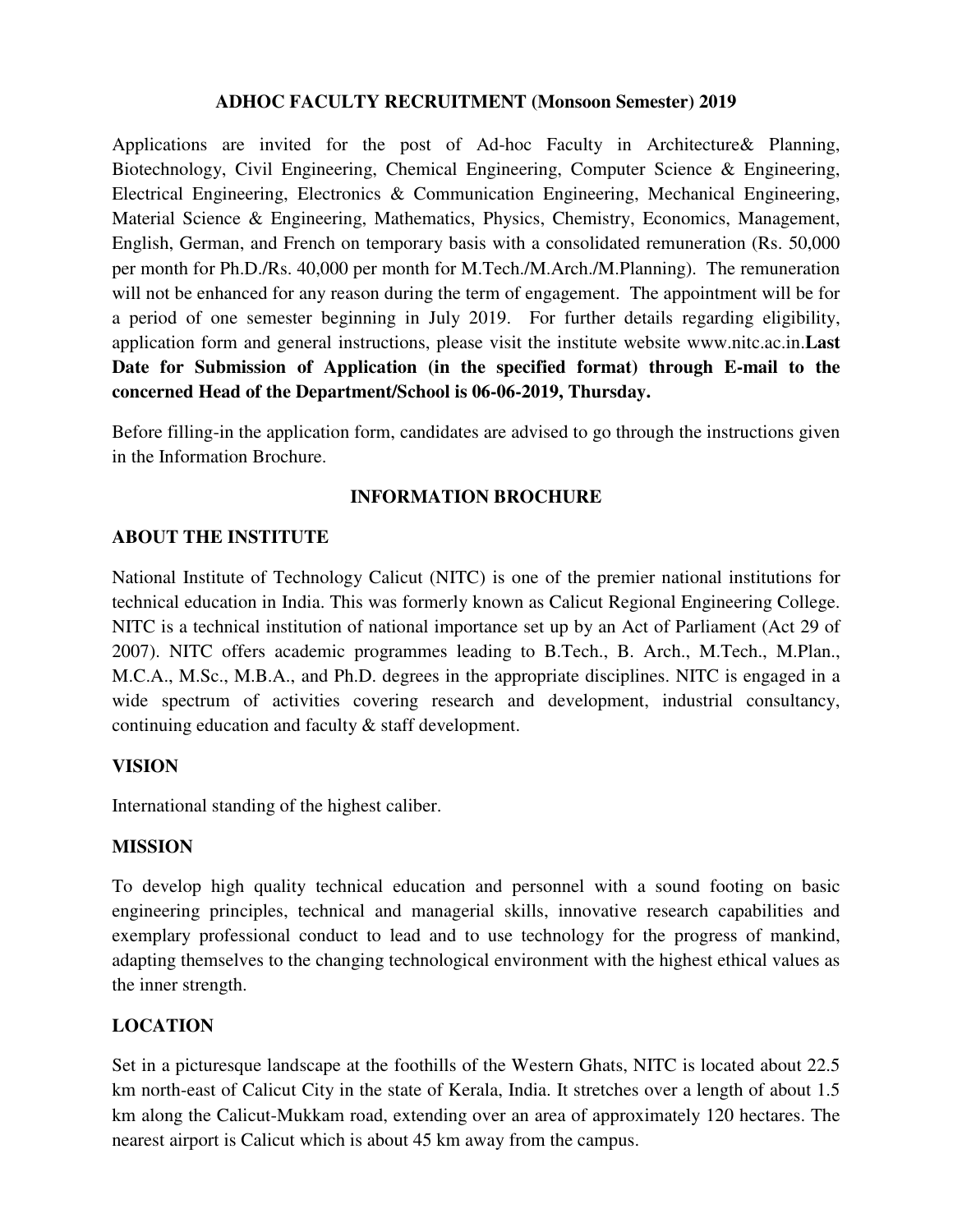# ADHOC FACULTY RECRUITMENT (Monsoon Semester) 2019

Applications are invited for the post of Ad-hoc Faculty in Architecture& Planning, Biotechnology, Civil Engineering, Chemical Engineering, Computer Science & Engineering, Electrical Engineering, Electronics & Communication Engineering, Mechanical Engineering, Material Science & Engineering, Mathematics, Physics, Chemistry, Economics, Management, English, German, and French on temporary basis with a consolidated remuneration (Rs. 50,000 per month for Ph.D./Rs. 40,000 per month for M.Tech./M.Arch./M.Planning). The remuneration will not be enhanced for any reason during the term of engagement. The appointment will be for a period of one semester beginning in July 2019. For further details regarding eligibility, application form and general instructions, please visit the institute website www.nitc.ac.in.**Last Date for Submission of Application (in the specified format) through E-mail to the concerned Head of the Department/School is 06-06-2019, Thursday.**

Before filling-in the application form, candidates are advised to go through the instructions given in the Information Brochure.

## INFORMATION BROCHURE

### ABOUT THE INSTITUTE

National Institute of Technology Calicut (NITC) is one of the premier national institutions for technical education in India. This was formerly known as Calicut Regional Engineering College. NITC is a technical institution of national importance set up by an Act of Parliament (Act 29 of 2007). NITC offers academic programmes leading to B.Tech., B. Arch., M.Tech., M.Plan., M.C.A., M.Sc., M.B.A., and Ph.D. degrees in the appropriate disciplines. NITC is engaged in a wide spectrum of activities covering research and development, industrial consultancy, continuing education and faculty & staff development.

### VISION

International standing of the highest caliber.

### MISSION

To develop high quality technical education and personnel with a sound footing on basic engineering principles, technical and managerial skills, innovative research capabilities and exemplary professional conduct to lead and to use technology for the progress of mankind, adapting themselves to the changing technological environment with the highest ethical values as the inner strength.

### LOCATION

Set in a picturesque landscape at the foothills of the Western Ghats, NITC is located about 22.5 km north-east of Calicut City in the state of Kerala, India. It stretches over a length of about 1.5 km along the Calicut-Mukkam road, extending over an area of approximately 120 hectares. The nearest airport is Calicut which is about 45 km away from the campus.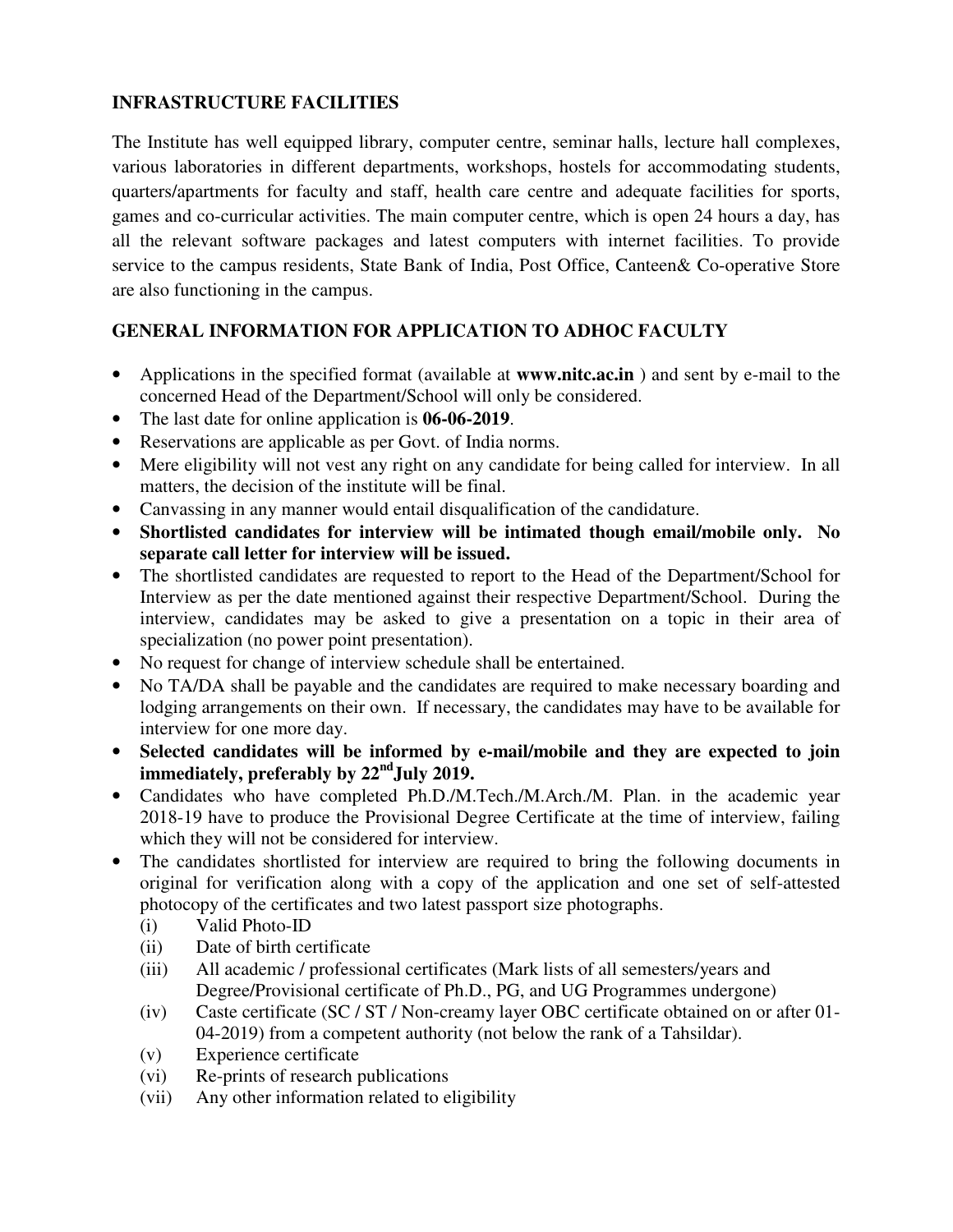## INFRASTRUCTURE FACILITIES

The Institute has well equipped library, computer centre, seminar halls, lecture hall complexes, various laboratories in different departments, workshops, hostels for accommodating students, quarters/apartments for faculty and staff, health care centre and adequate facilities for sports, games and co-curricular activities. The main computer centre, which is open 24 hours a day, has all the relevant software packages and latest computers with internet facilities. To provide service to the campus residents, State Bank of India, Post Office, Canteen& Co-operative Store are also functioning in the campus.

## GENERAL INFORMATION FOR APPLICATION TO ADHOC FACULTY

- Applications in the specified format (available at **www.nitc.ac.in** ) and sent by e-mail to the concerned Head of the Department/School will only be considered.
- The last date for online application is **06-06-2019**.
- Reservations are applicable as per Govt. of India norms.
- Mere eligibility will not vest any right on any candidate for being called for interview. In all matters, the decision of the institute will be final.
- Canvassing in any manner would entail disqualification of the candidature.
- **Shortlisted candidates for interview will be intimated though email/mobile only. No separate call letter for interview will be issued.**
- The shortlisted candidates are requested to report to the Head of the Department/School for Interview as per the date mentioned against their respective Department/School. During the interview, candidates may be asked to give a presentation on a topic in their area of specialization (no power point presentation).
- No request for change of interview schedule shall be entertained.
- No TA/DA shall be payable and the candidates are required to make necessary boarding and lodging arrangements on their own. If necessary, the candidates may have to be available for interview for one more day.
- **Selected candidates will be informed by e-mail/mobile and they are expected to join immediately, preferably by 22nd July 2019.**
- Candidates who have completed Ph.D./M.Tech./M.Arch./M. Plan. in the academic year 2018-19 have to produce the Provisional Degree Certificate at the time of interview, failing which they will not be considered for interview.
- The candidates shortlisted for interview are required to bring the following documents in original for verification along with a copy of the application and one set of self-attested photocopy of the certificates and two latest passport size photographs.
  - (i) Valid Photo-ID
  - (ii) Date of birth certificate
  - (iii) All academic / professional certificates (Mark lists of all semesters/years and Degree/Provisional certificate of Ph.D., PG, and UG Programmes undergone)
  - (iv) Caste certificate (SC / ST / Non-creamy layer OBC certificate obtained on or after 01-04-2019) from a competent authority (not below the rank of a Tahsildar).
  - (v) Experience certificate
  - (vi) Re-prints of research publications
  - (vii) Any other information related to eligibility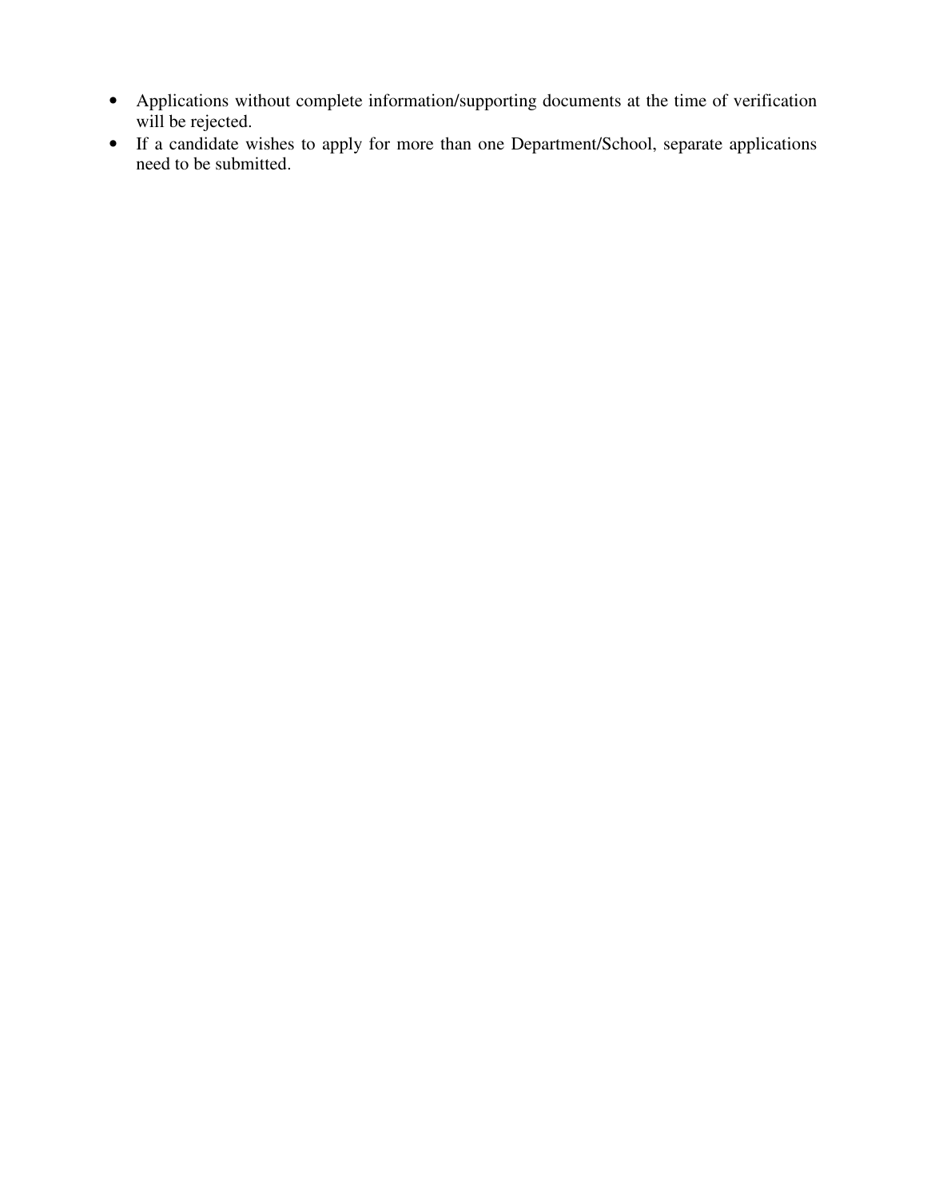- Applications without complete information/supporting documents at the time of verification will be rejected.
- If a candidate wishes to apply for more than one Department/School, separate applications need to be submitted.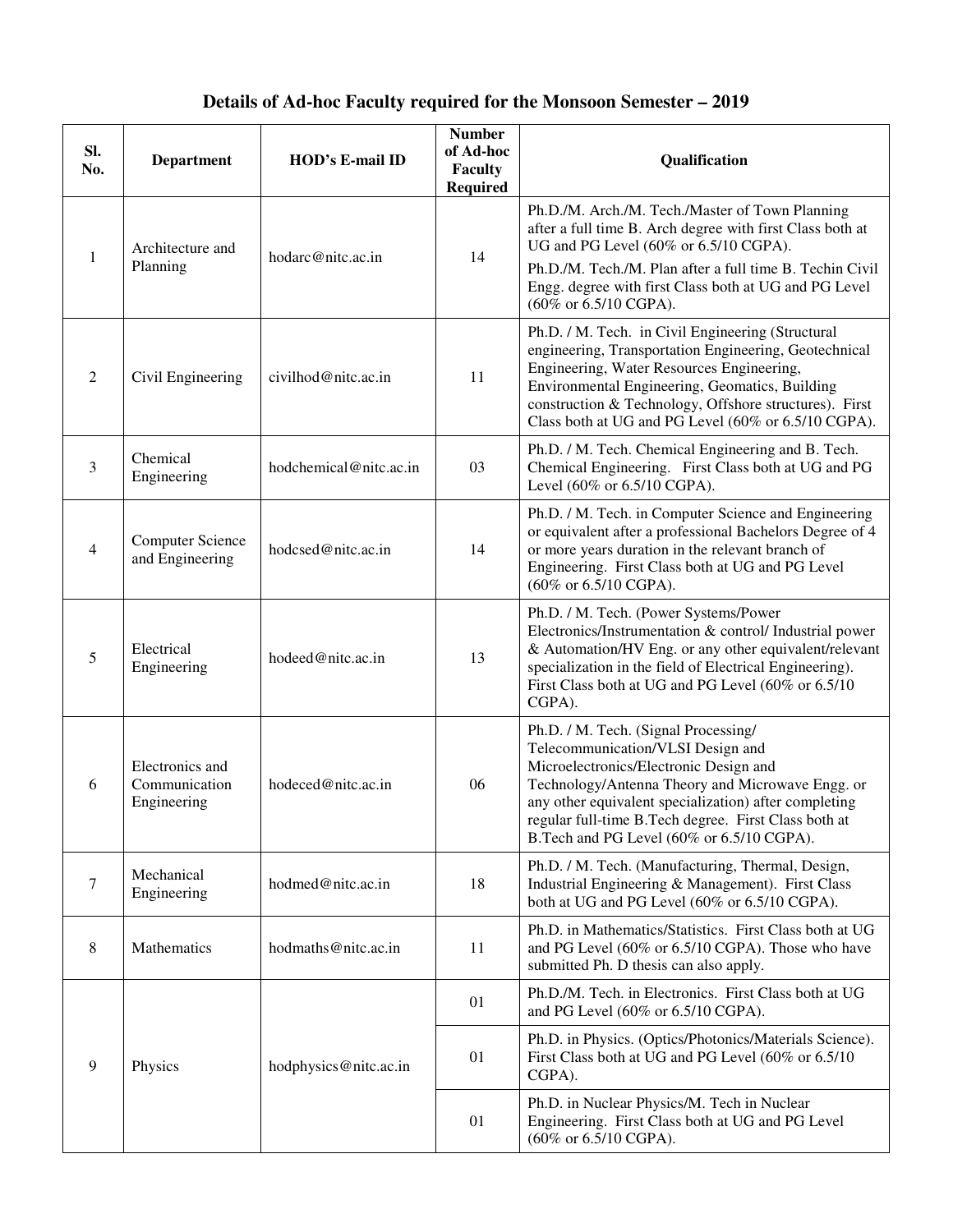# Details of Ad-hoc Faculty required for the Monsoon Semester – 2019

| Sl. No. | Department | HOD's E-mail ID | Number of Ad-hoc Faculty Required | Qualification |
|---|---|---|---|---|
| 1 | Architecture and Planning | hodarc@nitc.ac.in | 14 | Ph.D./M. Arch./M. Tech./Master of Town Planning after a full time B. Arch degree with first Class both at UG and PG Level (60% or 6.5/10 CGPA). Ph.D./M. Tech./M. Plan after a full time B. Techin Civil Engg. degree with first Class both at UG and PG Level (60% or 6.5/10 CGPA). |
| 2 | Civil Engineering | civilhod@nitc.ac.in | 11 | Ph.D. / M. Tech. in Civil Engineering (Structural engineering, Transportation Engineering, Geotechnical Engineering, Water Resources Engineering, Environmental Engineering, Geomatics, Building construction & Technology, Offshore structures). First Class both at UG and PG Level (60% or 6.5/10 CGPA). |
| 3 | Chemical Engineering | hodchemical@nitc.ac.in | 03 | Ph.D. / M. Tech. Chemical Engineering and B. Tech. Chemical Engineering. First Class both at UG and PG Level (60% or 6.5/10 CGPA). |
| 4 | Computer Science and Engineering | hodcsed@nitc.ac.in | 14 | Ph.D. / M. Tech. in Computer Science and Engineering or equivalent after a professional Bachelors Degree of 4 or more years duration in the relevant branch of Engineering. First Class both at UG and PG Level (60% or 6.5/10 CGPA). |
| 5 | Electrical Engineering | hodeed@nitc.ac.in | 13 | Ph.D. / M. Tech. (Power Systems/Power Electronics/Instrumentation & control/ Industrial power & Automation/HV Eng. or any other equivalent/relevant specialization in the field of Electrical Engineering). First Class both at UG and PG Level (60% or 6.5/10 CGPA). |
| 6 | Electronics and Communication Engineering | hodeced@nitc.ac.in | 06 | Ph.D. / M. Tech. (Signal Processing/ Telecommunication/VLSI Design and Microelectronics/Electronic Design and Technology/Antenna Theory and Microwave Engg. or any other equivalent specialization) after completing regular full-time B.Tech degree. First Class both at B.Tech and PG Level (60% or 6.5/10 CGPA). |
| 7 | Mechanical Engineering | hodmed@nitc.ac.in | 18 | Ph.D. / M. Tech. (Manufacturing, Thermal, Design, Industrial Engineering & Management). First Class both at UG and PG Level (60% or 6.5/10 CGPA). |
| 8 | Mathematics | hodmaths@nitc.ac.in | 11 | Ph.D. in Mathematics/Statistics. First Class both at UG and PG Level (60% or 6.5/10 CGPA). Those who have submitted Ph. D thesis can also apply. |
| 9 | Physics | hodphysics@nitc.ac.in | 01 | Ph.D./M. Tech. in Electronics. First Class both at UG and PG Level (60% or 6.5/10 CGPA). |
| | | | 01 | Ph.D. in Physics. (Optics/Photonics/Materials Science). First Class both at UG and PG Level (60% or 6.5/10 CGPA). |
| | | | 01 | Ph.D. in Nuclear Physics/M. Tech in Nuclear Engineering. First Class both at UG and PG Level (60% or 6.5/10 CGPA). |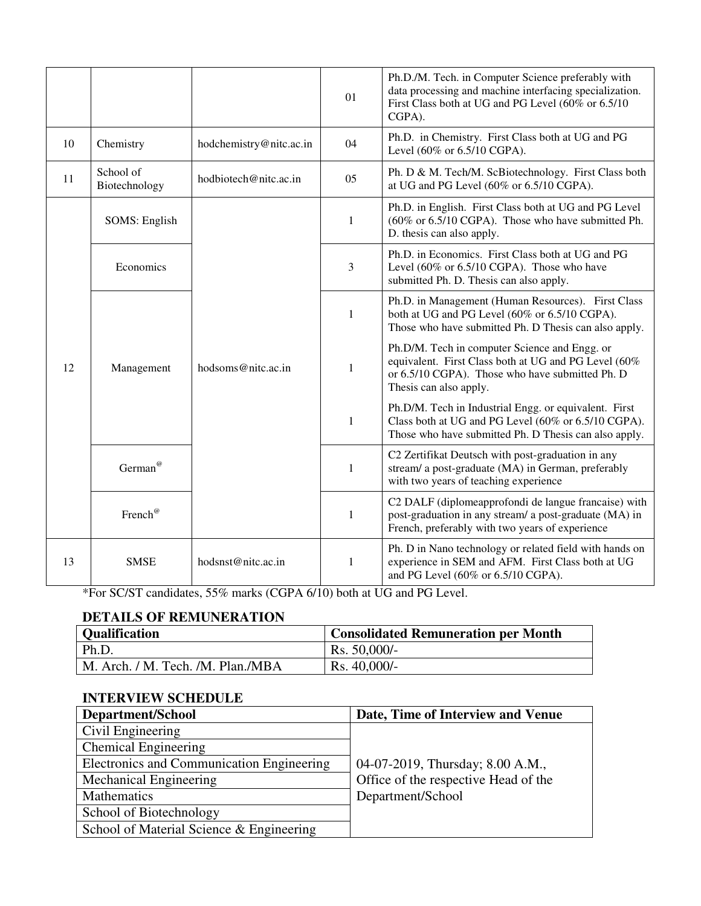|  |  |  |  |  |
|---|---|---|---|---|
|  |  |  | 01 | Ph.D./M. Tech. in Computer Science preferably with data processing and machine interfacing specialization. First Class both at UG and PG Level (60% or 6.5/10 CGPA). |
| 10 | Chemistry | hodchemistry@nitc.ac.in | 04 | Ph.D. in Chemistry. First Class both at UG and PG Level (60% or 6.5/10 CGPA). |
| 11 | School of Biotechnology | hodbiotech@nitc.ac.in | 05 | Ph. D & M. Tech/M. ScBiotechnology. First Class both at UG and PG Level (60% or 6.5/10 CGPA). |
| 12 | SOMS: English | hodsoms@nitc.ac.in | 1 | Ph.D. in English. First Class both at UG and PG Level (60% or 6.5/10 CGPA). Those who have submitted Ph. D. thesis can also apply. |
|  | Economics |  | 3 | Ph.D. in Economics. First Class both at UG and PG Level (60% or 6.5/10 CGPA). Those who have submitted Ph. D. Thesis can also apply. |
|  | Management |  | 1 | Ph.D. in Management (Human Resources). First Class both at UG and PG Level (60% or 6.5/10 CGPA). Those who have submitted Ph. D Thesis can also apply. |
|  |  |  | 1 | Ph.D/M. Tech in computer Science and Engg. or equivalent. First Class both at UG and PG Level (60% or 6.5/10 CGPA). Those who have submitted Ph. D Thesis can also apply. |
|  |  |  | 1 | Ph.D/M. Tech in Industrial Engg. or equivalent. First Class both at UG and PG Level (60% or 6.5/10 CGPA). Those who have submitted Ph. D Thesis can also apply. |
|  | German[@] |  | 1 | C2 Zertifikat Deutsch with post-graduation in any stream/ a post-graduate (MA) in German, preferably with two years of teaching experience |
|  | French[@] |  | 1 | C2 DALF (diplomeapprofondi de langue francaise) with post-graduation in any stream/ a post-graduate (MA) in French, preferably with two years of experience |
| 13 | SMSE | hodsnst@nitc.ac.in | 1 | Ph. D in Nano technology or related field with hands on experience in SEM and AFM. First Class both at UG and PG Level (60% or 6.5/10 CGPA). |

*For SC/ST candidates, 55% marks (CGPA 6/10) both at UG and PG Level.

**DETAILS OF REMUNERATION**

| Qualification | Consolidated Remuneration per Month |
|---|---|
| Ph.D. | Rs. 50,000/- |
| M. Arch. / M. Tech. /M. Plan./MBA | Rs. 40,000/- |

**INTERVIEW SCHEDULE**

| Department/School | Date, Time of Interview and Venue |
|---|---|
| Civil Engineering | 04-07-2019, Thursday; 8.00 A.M., Office of the respective Head of the Department/School |
| Chemical Engineering | |
| Electronics and Communication Engineering | |
| Mechanical Engineering | |
| Mathematics | |
| School of Biotechnology | |
| School of Material Science & Engineering | |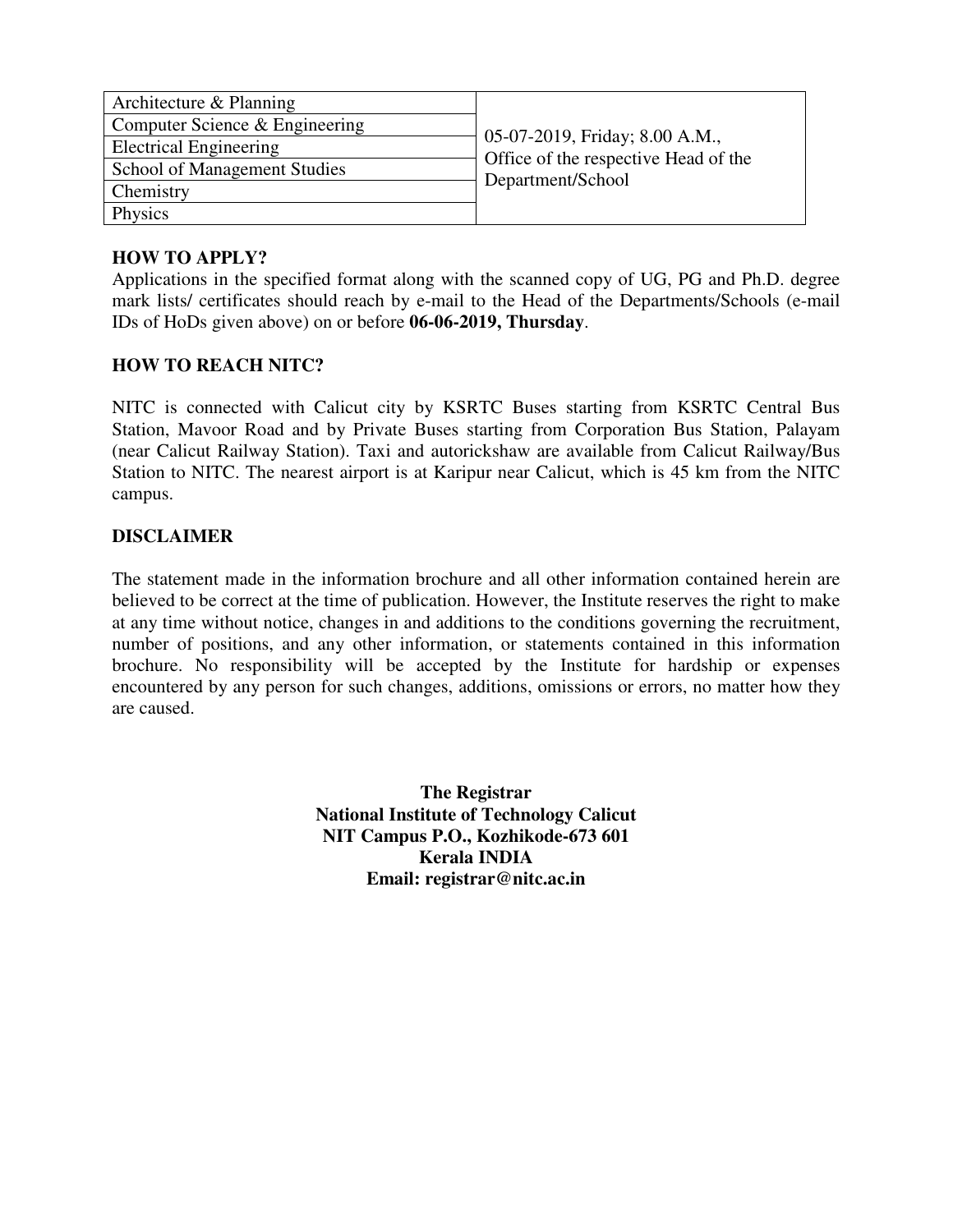| | |
|---|---|
| Architecture & Planning | 05-07-2019, Friday; 8.00 A.M., Office of the respective Head of the Department/School |
| Computer Science & Engineering | |
| Electrical Engineering | |
| School of Management Studies | |
| Chemistry | |
| Physics | |

**HOW TO APPLY?**

Applications in the specified format along with the scanned copy of UG, PG and Ph.D. degree mark lists/ certificates should reach by e-mail to the Head of the Departments/Schools (e-mail IDs of HoDs given above) on or before **06-06-2019, Thursday**.

**HOW TO REACH NITC?**

NITC is connected with Calicut city by KSRTC Buses starting from KSRTC Central Bus Station, Mavoor Road and by Private Buses starting from Corporation Bus Station, Palayam (near Calicut Railway Station). Taxi and autorickshaw are available from Calicut Railway/Bus Station to NITC. The nearest airport is at Karipur near Calicut, which is 45 km from the NITC campus.

**DISCLAIMER**

The statement made in the information brochure and all other information contained herein are believed to be correct at the time of publication. However, the Institute reserves the right to make at any time without notice, changes in and additions to the conditions governing the recruitment, number of positions, and any other information, or statements contained in this information brochure. No responsibility will be accepted by the Institute for hardship or expenses encountered by any person for such changes, additions, omissions or errors, no matter how they are caused.

**The Registrar**
**National Institute of Technology Calicut**
**NIT Campus P.O., Kozhikode-673 601**
**Kerala INDIA**
**Email: registrar@nitc.ac.in**